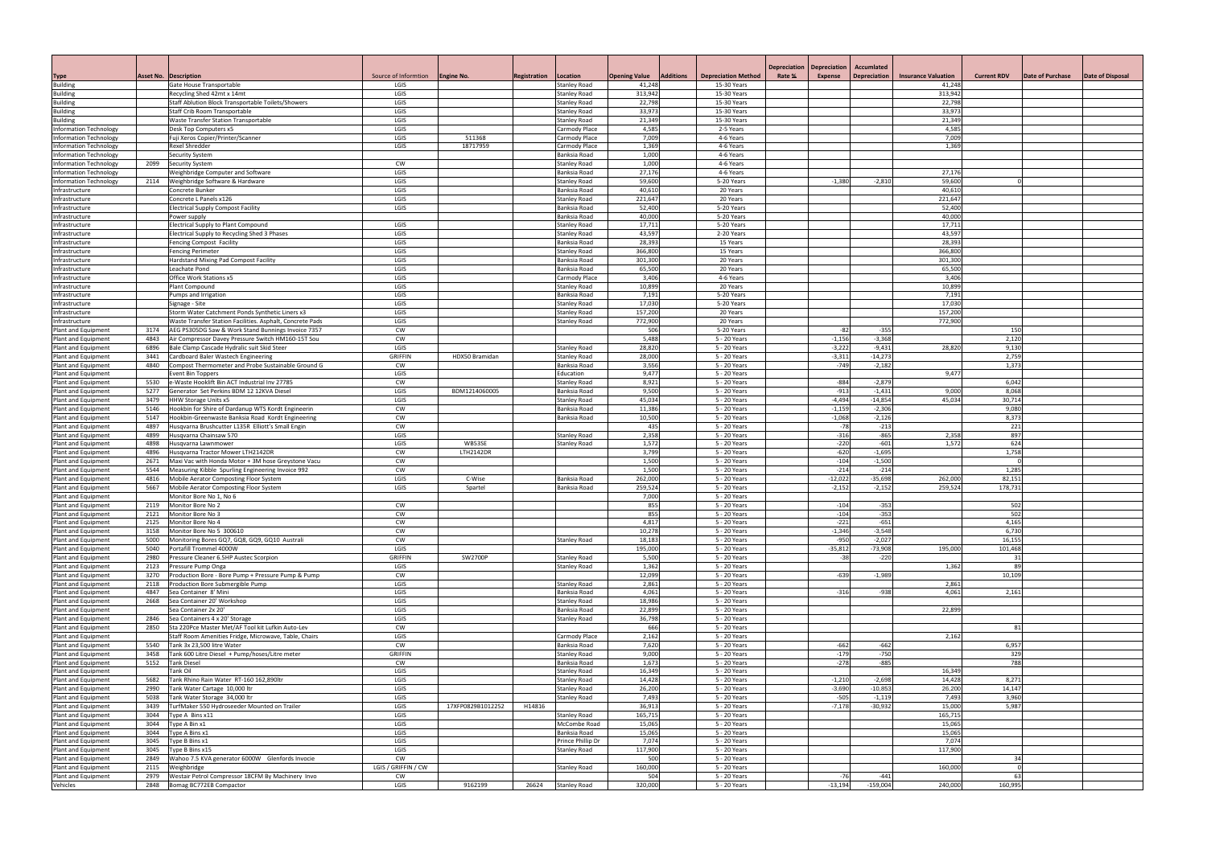| Type | Asset No. | Description | Source of Information | Engine No. | Registration | Location | Opening Value | Additions | Depreciation Method | Depreciation Rate % | Depreciation Expense | Accumlated Depreciation | Insurance Valuation | Current RDV | Date of Purchase | Date of Disposal |
|---|---|---|---|---|---|---|---|---|---|---|---|---|---|---|---|---|
| Building | | Gate House Transportable | LGIS | | | Stanley Road | 41,248 | | 15-30 Years | | | | 41,248 | | | |
| Building | | Recycling Shed 42mt x 14mt | LGIS | | | Stanley Road | 313,942 | | 15-30 Years | | | | 313,942 | | | |
| Building | | Staff Ablution Block Transportable Toilets/Showers | LGIS | | | Stanley Road | 22,798 | | 15-30 Years | | | | 22,798 | | | |
| Building | | Staff Crib Room Transportable | LGIS | | | Stanley Road | 33,973 | | 15-30 Years | | | | 33,973 | | | |
| Building | | Waste Transfer Station Transportable | LGIS | | | Stanley Road | 21,349 | | 15-30 Years | | | | 21,349 | | | |
| Information Technology | | Desk Top Computers x5 | LGIS | | | Carmody Place | 4,585 | | 2-5 Years | | | | 4,585 | | | |
| Information Technology | | Fuji Xeros Copier/Printer/Scanner | LGIS | 511368 | | Carmody Place | 7,009 | | 4-6 Years | | | | 7,009 | | | |
| Information Technology | | Rexel Shredder | LGIS | 18717959 | | Carmody Place | 1,369 | | 4-6 Years | | | | 1,369 | | | |
| Information Technology | | Security System | | | | Banksia Road | 1,000 | | 4-6 Years | | | | | | | |
| Information Technology | 2099 | Security System | CW | | | Stanley Road | 1,000 | | 4-6 Years | | | | | | | |
| Information Technology | | Weighbridge Computer and Software | LGIS | | | Banksia Road | 27,176 | | 4-6 Years | | | | 27,176 | | | |
| Information Technology | 2114 | Weighbridge Software & Hardware | LGIS | | | Stanley Road | 59,600 | | 5-20 Years | | -1,380 | -2,810 | 59,600 | 0 | | |
| Infrastructure | | Concrete Bunker | LGIS | | | Banksia Road | 40,610 | | 20 Years | | | | 40,610 | | | |
| Infrastructure | | Concrete L Panels x126 | LGIS | | | Stanley Road | 221,647 | | 20 Years | | | | 221,647 | | | |
| Infrastructure | | Electrical Supply Compost Facility | LGIS | | | Banksia Road | 52,400 | | 5-20 Years | | | | 52,400 | | | |
| Infrastructure | | Power supply | | | | Banksia Road | 40,000 | | 5-20 Years | | | | 40,000 | | | |
| Infrastructure | | Electrical Supply to Plant Compound | LGIS | | | Stanley Road | 17,711 | | 5-20 Years | | | | 17,711 | | | |
| Infrastructure | | Electrical Supply to Recycling Shed 3 Phases | LGIS | | | Stanley Road | 43,597 | | 2-20 Years | | | | 43,597 | | | |
| Infrastructure | | Fencing Compost Facility | LGIS | | | Banksia Road | 28,393 | | 15 Years | | | | 28,393 | | | |
| Infrastructure | | Fencing Perimeter | LGIS | | | Stanley Road | 366,800 | | 15 Years | | | | 366,800 | | | |
| Infrastructure | | Hardstand Mixing Pad Compost Facility | LGIS | | | Banksia Road | 301,300 | | 20 Years | | | | 301,300 | | | |
| Infrastructure | | Leachate Pond | LGIS | | | Banksia Road | 65,500 | | 20 Years | | | | 65,500 | | | |
| Infrastructure | | Office Work Stations x5 | LGIS | | | Carmody Place | 3,406 | | 4-6 Years | | | | 3,406 | | | |
| Infrastructure | | Plant Compound | LGIS | | | Stanley Road | 10,899 | | 20 Years | | | | 10,899 | | | |
| Infrastructure | | Pumps and Irrigation | LGIS | | | Banksia Road | 7,191 | | 5-20 Years | | | | 7,191 | | | |
| Infrastructure | | Signage - Site | LGIS | | | Stanley Road | 17,030 | | 5-20 Years | | | | 17,030 | | | |
| Infrastructure | | Storm Water Catchment Ponds Synthetic Liners x3 | LGIS | | | Stanley Road | 157,200 | | 20 Years | | | | 157,200 | | | |
| Infrastructure | | Waste Transfer Station Facilities. Asphalt, Concrete Pads | LGIS | | | Stanley Road | 772,900 | | 20 Years | | | | 772,900 | | | |
| Plant and Equipment | 3174 | AEG PS305DG Saw & Work Stand Bunnings Invoice 7357 | CW | | | | 506 | | 5-20 Years | | -82 | -355 | | 150 | | |
| Plant and Equipment | 4843 | Air Compressor Davey Pressure Switch HM160-15T Sou | CW | | | | 5,488 | | 5 - 20 Years | | -1,156 | -3,368 | | 2,120 | | |
| Plant and Equipment | 6896 | Bale Clamp Cascade Hydralic suit Skid Steer | LGIS | | | Stanley Road | 28,820 | | 5 - 20 Years | | -3,222 | -9,431 | 28,820 | 9,130 | | |
| Plant and Equipment | 3441 | Cardboard Baler Wastech Engineering | GRIFFIN | HDX50 Bramidan | | Stanley Road | 28,000 | | 5 - 20 Years | | -3,311 | -14,273 | | 2,759 | | |
| Plant and Equipment | 4840 | Compost Thermometer and Probe Sustainable Ground G | CW | | | Banksia Road | 3,556 | | 5 - 20 Years | | -749 | -2,182 | | 1,373 | | |
| Plant and Equipment | | Event Bin Toppers | LGIS | | | Education | 9,477 | | 5 - 20 Years | | | | 9,477 | | | |
| Plant and Equipment | 5530 | e-Waste Hooklift Bin ACT Industrial Inv 27785 | CW | | | Stanley Road | 8,921 | | 5 - 20 Years | | -884 | -2,879 | | 6,042 | | |
| Plant and Equipment | 5277 | Generator Set Perkins BDM 12 12KVA Diesel | LGIS | BDM1214060005 | | Banksia Road | 9,500 | | 5 - 20 Years | | -913 | -1,431 | 9,000 | 8,068 | | |
| Plant and Equipment | 3479 | HHW Storage Units x5 | LGIS | | | Stanley Road | 45,034 | | 5 - 20 Years | | -4,494 | -14,854 | 45,034 | 30,714 | | |
| Plant and Equipment | 5146 | Hookbin for Shire of Dardanup WTS Kordt Engineerin | CW | | | Banksia Road | 11,386 | | 5 - 20 Years | | -1,159 | -2,306 | | 9,080 | | |
| Plant and Equipment | 5147 | Hookbin-Greenwaste Banksia Road Kordt Engineering | CW | | | Banksia Road | 10,500 | | 5 - 20 Years | | -1,068 | -2,126 | | 8,373 | | |
| Plant and Equipment | 4897 | Husqvarna Brushcutter L135R Elliott's Small Engin | CW | | | | 435 | | 5 - 20 Years | | -78 | -213 | | 221 | | |
| Plant and Equipment | 4899 | Husqvarna Chainsaw 570 | LGIS | | | Stanley Road | 2,358 | | 5 - 20 Years | | -316 | -865 | 2,358 | 897 | | |
| Plant and Equipment | 4898 | Husqvarna Lawnmower | LGIS | WB53SE | | Stanley Road | 1,572 | | 5 - 20 Years | | -220 | -601 | 1,572 | 624 | | |
| Plant and Equipment | 4896 | Husqvarna Tractor Mower LTH2142DR | CW | LTH2142DR | | | 3,799 | | 5 - 20 Years | | -620 | -1,695 | | 1,758 | | |
| Plant and Equipment | 2671 | Maxi Vac with Honda Motor + 3M hose Greystone Vacu | CW | | | | 1,500 | | 5 - 20 Years | | -104 | -1,500 | | 0 | | |
| Plant and Equipment | 5544 | Measuring Kibble Spurling Engineering Invoice 992 | CW | | | | 1,500 | | 5 - 20 Years | | -214 | -214 | | 1,285 | | |
| Plant and Equipment | 4816 | Mobile Aerator Composting Floor System | LGIS | C-Wise | | Banksia Road | 262,000 | | 5 - 20 Years | | -12,022 | -35,698 | 262,000 | 82,151 | | |
| Plant and Equipment | 5667 | Mobile Aerator Composting Floor System | LGIS | Spartel | | Banksia Road | 259,524 | | 5 - 20 Years | | -2,152 | -2,152 | 259,524 | 178,731 | | |
| Plant and Equipment | | Monitor Bore No 1, No 6 | | | | | 7,000 | | 5 - 20 Years | | | | | | | |
| Plant and Equipment | 2119 | Monitor Bore No 2 | CW | | | | 855 | | 5 - 20 Years | | -104 | -353 | | 502 | | |
| Plant and Equipment | 2121 | Monitor Bore No 3 | CW | | | | 855 | | 5 - 20 Years | | -104 | -353 | | 502 | | |
| Plant and Equipment | 2125 | Monitor Bore No 4 | CW | | | | 4,817 | | 5 - 20 Years | | -221 | -651 | | 4,165 | | |
| Plant and Equipment | 3158 | Monitor Bore No 5 300610 | CW | | | | 10,278 | | 5 - 20 Years | | -1,346 | -3,548 | | 6,730 | | |
| Plant and Equipment | 5000 | Monitoring Bores GQ7, GQ8, GQ9, GQ10 Australi | CW | | | Stanley Road | 18,183 | | 5 - 20 Years | | -950 | -2,027 | | 16,155 | | |
| Plant and Equipment | 5040 | Portafill Trommel 4000W | LGIS | | | | 195,000 | | 5 - 20 Years | | -35,812 | -73,908 | 195,000 | 101,468 | | |
| Plant and Equipment | 2980 | Pressure Cleaner 6.5HP Austec Scorpion | GRIFFIN | SW2700P | | Stanley Road | 5,500 | | 5 - 20 Years | | -38 | -220 | | 31 | | |
| Plant and Equipment | 2123 | Pressure Pump Onga | LGIS | | | Stanley Road | 1,362 | | 5 - 20 Years | | | | 1,362 | 89 | | |
| Plant and Equipment | 3270 | Production Bore - Bore Pump + Pressure Pump & Pump | CW | | | | 12,099 | | 5 - 20 Years | | -639 | -1,989 | | 10,109 | | |
| Plant and Equipment | 2118 | Production Bore Submergible Pump | LGIS | | | Stanley Road | 2,861 | | 5 - 20 Years | | | | 2,861 | | | |
| Plant and Equipment | 4847 | Sea Container 8' Mini | LGIS | | | Banksia Road | 4,061 | | 5 - 20 Years | | -316 | -938 | 4,061 | 2,161 | | |
| Plant and Equipment | 2668 | Sea Container 20' Workshop | LGIS | | | Stanley Road | 18,986 | | 5 - 20 Years | | | | | | | |
| Plant and Equipment | | Sea Container 2x 20' | LGIS | | | Banksia Road | 22,899 | | 5 - 20 Years | | | | 22,899 | | | |
| Plant and Equipment | 2846 | Sea Containers 4 x 20' Storage | LGIS | | | Stanley Road | 36,798 | | 5 - 20 Years | | | | | | | |
| Plant and Equipment | 2850 | Sta 220Pce Master Met/AF Tool kit Lufkin Auto-Lev | CW | | | | 666 | | 5 - 20 Years | | | | | 81 | | |
| Plant and Equipment | | Staff Room Amenities Fridge, Microwave, Table, Chairs | LGIS | | | Carmody Place | 2,162 | | 5 - 20 Years | | | | 2,162 | | | |
| Plant and Equipment | 5540 | Tank 3x 23,500 litre Water | CW | | | Banksia Road | 7,620 | | 5 - 20 Years | | -662 | -662 | | 6,957 | | |
| Plant and Equipment | 3458 | Tank 600 Litre Diesel + Pump/hoses/Litre meter | GRIFFIN | | | Stanley Road | 9,000 | | 5 - 20 Years | | -179 | -750 | | 329 | | |
| Plant and Equipment | 5152 | Tank Diesel | CW | | | Banksia Road | 1,673 | | 5 - 20 Years | | -278 | -885 | | 788 | | |
| Plant and Equipment | | Tank Oil | LGIS | | | Stanley Road | 16,349 | | 5 - 20 Years | | | | 16,349 | | | |
| Plant and Equipment | 5682 | Tank Rhino Rain Water RT-160 162,890ltr | LGIS | | | Stanley Road | 14,428 | | 5 - 20 Years | | -1,210 | -2,698 | 14,428 | 8,271 | | |
| Plant and Equipment | 2990 | Tank Water Cartage 10,000 ltr | LGIS | | | Stanley Road | 26,200 | | 5 - 20 Years | | -3,690 | -10,853 | 26,200 | 14,147 | | |
| Plant and Equipment | 5038 | Tank Water Storage 34,000 ltr | LGIS | | | Stanley Road | 7,493 | | 5 - 20 Years | | -505 | -1,119 | 7,493 | 3,960 | | |
| Plant and Equipment | 3439 | TurfMaker 550 Hydroseeder Mounted on Trailer | LGIS | 17XFP0829B1012252 | H14816 | | 36,913 | | 5 - 20 Years | | -7,178 | -30,932 | 15,000 | 5,987 | | |
| Plant and Equipment | 3044 | Type A Bins x11 | LGIS | | | Stanley Road | 165,715 | | 5 - 20 Years | | | | 165,715 | | | |
| Plant and Equipment | 3044 | Type A Bin x1 | LGIS | | | McCombe Road | 15,065 | | 5 - 20 Years | | | | 15,065 | | | |
| Plant and Equipment | 3044 | Type A Bins x1 | LGIS | | | Banksia Road | 15,065 | | 5 - 20 Years | | | | 15,065 | | | |
| Plant and Equipment | 3045 | Type B Bins x1 | LGIS | | | Prince Phillip Dr | 7,074 | | 5 - 20 Years | | | | 7,074 | | | |
| Plant and Equipment | 3045 | Type B Bins x15 | LGIS | | | Stanley Road | 117,900 | | 5 - 20 Years | | | | 117,900 | | | |
| Plant and Equipment | 2849 | Wahoo 7.5 KVA generator 6000W Glenfords Invocie | CW | | | | 500 | | 5 - 20 Years | | | | | 34 | | |
| Plant and Equipment | 2115 | Weighbridge | LGIS / GRIFFIN / CW | | | Stanley Road | 160,000 | | 5 - 20 Years | | | | 160,000 | 0 | | |
| Plant and Equipment | 2979 | Westair Petrol Compressor 18CFM By Machinery Invo | CW | | | | 504 | | 5 - 20 Years | | -76 | -441 | | 63 | | |
| Vehicles | 2848 | Bomag BC772EB Compactor | LGIS | 9162199 | 26624 | Stanley Road | 320,000 | | 5 - 20 Years | | -13,194 | -159,004 | 240,000 | 160,995 | | |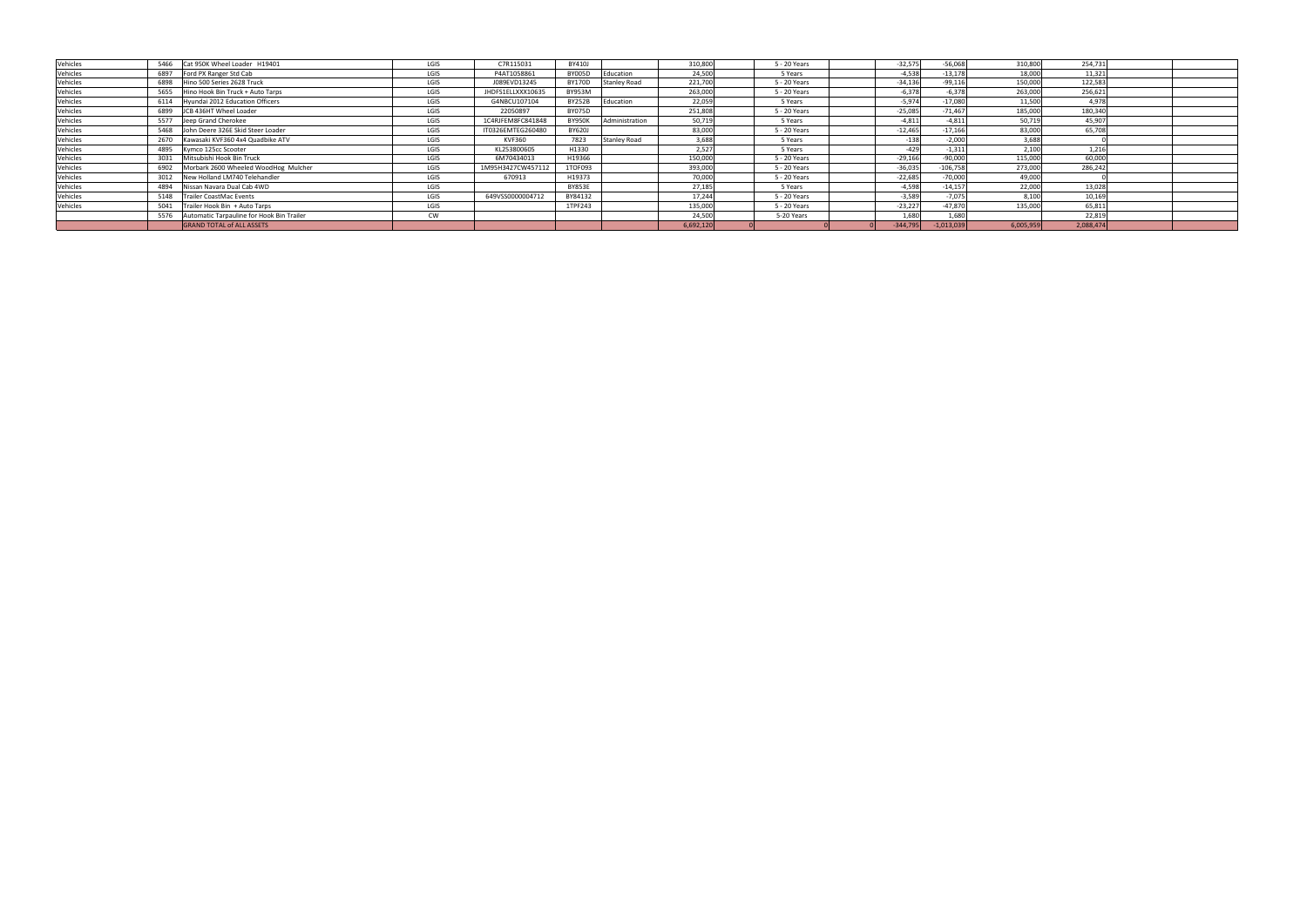| | | | | | | | | | | | | | | | | |
|---|---|---|---|---|---|---|---|---|---|---|---|---|---|---|---|---|
| Vehicles | 5466 | Cat 950K Wheel Loader H19401 | LGIS | C7R115031 | BY410J | | 310,800 | | 5 - 20 Years | | -32,575 | -56,068 | 310,800 | 254,731 | | |
| Vehicles | 6897 | Ford PX Ranger Std Cab | LGIS | P4AT1058861 | BY005D | Education | 24,500 | | 5 Years | | -4,538 | -13,178 | 18,000 | 11,321 | | |
| Vehicles | 6898 | Hino 500 Series 2628 Truck | LGIS | J089EVD13245 | BY170D | Stanley Road | 221,700 | | 5 - 20 Years | | -34,136 | -99,116 | 150,000 | 122,583 | | |
| Vehicles | 5655 | Hino Hook Bin Truck + Auto Tarps | LGIS | JHDFS1ELLXXX10635 | BY953M | | 263,000 | | 5 - 20 Years | | -6,378 | -6,378 | 263,000 | 256,621 | | |
| Vehicles | 6114 | Hyundai 2012 Education Officers | LGIS | G4NBCU107104 | BY252B | Education | 22,059 | | 5 Years | | -5,974 | -17,080 | 11,500 | 4,978 | | |
| Vehicles | 6899 | JCB 436HT Wheel Loader | LGIS | 22050897 | BY075D | | 251,808 | | 5 - 20 Years | | -25,085 | -71,467 | 185,000 | 180,340 | | |
| Vehicles | 5577 | Jeep Grand Cherokee | LGIS | 1C4RJFEM8FC841848 | BY950K | Administration | 50,719 | | 5 Years | | -4,811 | -4,811 | 50,719 | 45,907 | | |
| Vehicles | 5468 | John Deere 326E Skid Steer Loader | LGIS | IT0326EMTEG260480 | BY620J | | 83,000 | | 5 - 20 Years | | -12,465 | -17,166 | 83,000 | 65,708 | | |
| Vehicles | 2670 | Kawasaki KVF360 4x4 Quadbike ATV | LGIS | KVF360 | 7823 | Stanley Road | 3,688 | | 5 Years | | -138 | -2,000 | 3,688 | 0 | | |
| Vehicles | 4895 | Kymco 125cc Scooter | LGIS | KL253800605 | H1330 | | 2,527 | | 5 Years | | -429 | -1,311 | 2,100 | 1,216 | | |
| Vehicles | 3031 | Mitsubishi Hook Bin Truck | LGIS | 6M70434013 | H19366 | | 150,000 | | 5 - 20 Years | | -29,166 | -90,000 | 115,000 | 60,000 | | |
| Vehicles | 6902 | Morbark 2600 Wheeled WoodHog Mulcher | LGIS | 1M9SH3427CW457112 | 1TOF093 | | 393,000 | | 5 - 20 Years | | -36,035 | -106,758 | 273,000 | 286,242 | | |
| Vehicles | 3012 | New Holland LM740 Telehandler | LGIS | 670913 | H19373 | | 70,000 | | 5 - 20 Years | | -22,685 | -70,000 | 49,000 | 0 | | |
| Vehicles | 4894 | Nissan Navara Dual Cab 4WD | LGIS | | BY853E | | 27,185 | | 5 Years | | -4,598 | -14,157 | 22,000 | 13,028 | | |
| Vehicles | 5148 | Trailer CoastMac Events | LGIS | 649VSS0000004712 | BY84132 | | 17,244 | | 5 - 20 Years | | -3,589 | -7,075 | 8,100 | 10,169 | | |
| Vehicles | 5041 | Trailer Hook Bin + Auto Tarps | LGIS | | 1TPF243 | | 135,000 | | 5 - 20 Years | | -23,227 | -47,870 | 135,000 | 65,811 | | |
| | 5576 | Automatic Tarpauline for Hook Bin Trailer | CW | | | | 24,500 | | 5-20 Years | | 1,680 | 1,680 | | 22,819 | | |
| | | GRAND TOTAL of ALL ASSETS | | | | | 6,692,120 | 0 | | 0 | -344,795 | -1,013,039 | 6,005,959 | 2,088,474 | | |